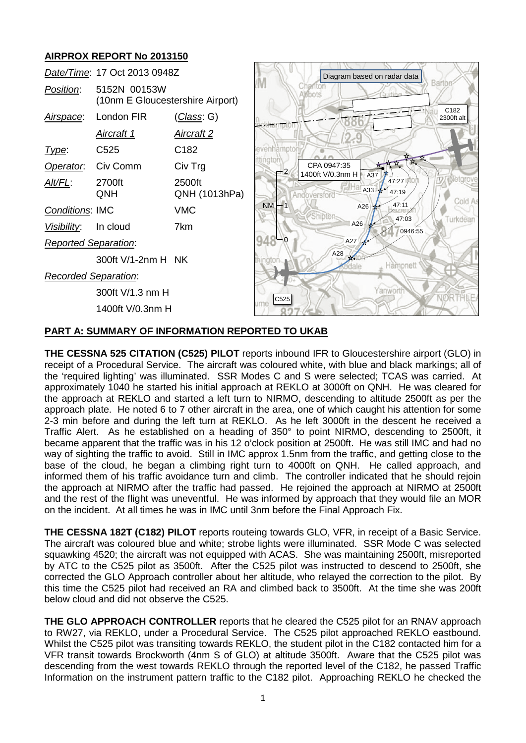## AIRPROX REPORT No 2013150

| | | |
|---|---|---|
| *Date/Time*: | 17 Oct 2013 0948Z | |
| *Position*: | 5152N 00153W (10nm E Gloucestershire Airport) | |
| *Airspace*: | London FIR | (*Class*: G) |
| | *Aircraft 1* | *Aircraft 2* |
| *Type*: | C525 | C182 |
| *Operator*: | Civ Comm | Civ Trg |
| *Alt/FL*: | 2700ft QNH | 2500ft QNH (1013hPa) |
| *Conditions*: | IMC | VMC |
| *Visibility*: | In cloud | 7km |
| *Reported Separation*: | | |
| | 300ft V/1-2nm H | NK |
| *Recorded Separation*: | | |
| | 300ft V/1.3 nm H | |
| | 1400ft V/0.3nm H | |

Diagram based on radar data

## PART A: SUMMARY OF INFORMATION REPORTED TO UKAB

**THE CESSNA 525 CITATION (C525) PILOT** reports inbound IFR to Gloucestershire airport (GLO) in receipt of a Procedural Service. The aircraft was coloured white, with blue and black markings; all of the 'required lighting' was illuminated. SSR Modes C and S were selected; TCAS was carried. At approximately 1040 he started his initial approach at REKLO at 3000ft on QNH. He was cleared for the approach at REKLO and started a left turn to NIRMO, descending to altitude 2500ft as per the approach plate. He noted 6 to 7 other aircraft in the area, one of which caught his attention for some 2-3 min before and during the left turn at REKLO. As he left 3000ft in the descent he received a Traffic Alert. As he established on a heading of 350° to point NIRMO, descending to 2500ft, it became apparent that the traffic was in his 12 o'clock position at 2500ft. He was still IMC and had no way of sighting the traffic to avoid. Still in IMC approx 1.5nm from the traffic, and getting close to the base of the cloud, he began a climbing right turn to 4000ft on QNH. He called approach, and informed them of his traffic avoidance turn and climb. The controller indicated that he should rejoin the approach at NIRMO after the traffic had passed. He rejoined the approach at NIRMO at 2500ft and the rest of the flight was uneventful. He was informed by approach that they would file an MOR on the incident. At all times he was in IMC until 3nm before the Final Approach Fix.

**THE CESSNA 182T (C182) PILOT** reports routeing towards GLO, VFR, in receipt of a Basic Service. The aircraft was coloured blue and white; strobe lights were illuminated. SSR Mode C was selected squawking 4520; the aircraft was not equipped with ACAS. She was maintaining 2500ft, misreported by ATC to the C525 pilot as 3500ft. After the C525 pilot was instructed to descend to 2500ft, she corrected the GLO Approach controller about her altitude, who relayed the correction to the pilot. By this time the C525 pilot had received an RA and climbed back to 3500ft. At the time she was 200ft below cloud and did not observe the C525.

**THE GLO APPROACH CONTROLLER** reports that he cleared the C525 pilot for an RNAV approach to RW27, via REKLO, under a Procedural Service. The C525 pilot approached REKLO eastbound. Whilst the C525 pilot was transiting towards REKLO, the student pilot in the C182 contacted him for a VFR transit towards Brockworth (4nm S of GLO) at altitude 3500ft. Aware that the C525 pilot was descending from the west towards REKLO through the reported level of the C182, he passed Traffic Information on the instrument pattern traffic to the C182 pilot. Approaching REKLO he checked the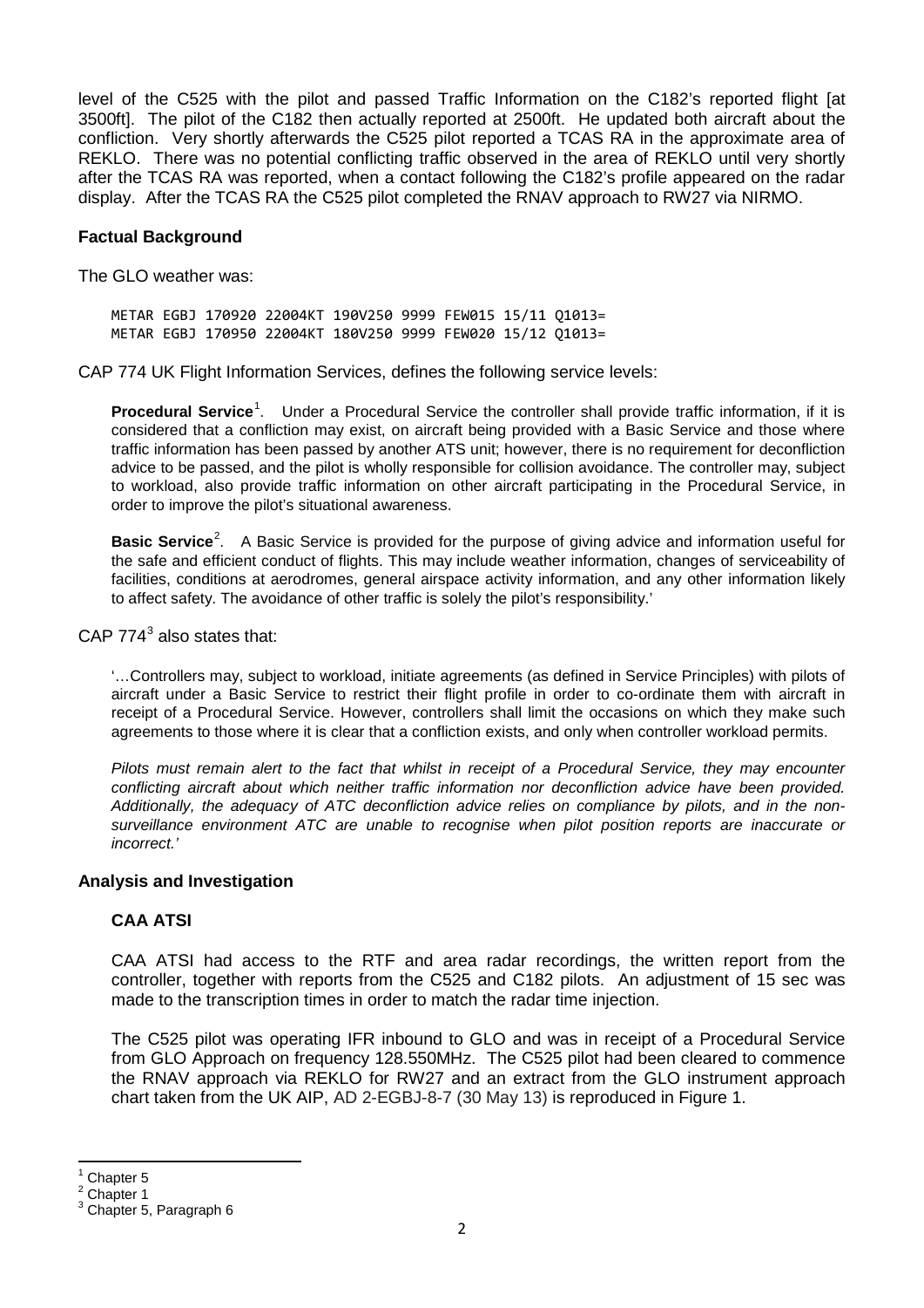level of the C525 with the pilot and passed Traffic Information on the C182's reported flight [at 3500ft]. The pilot of the C182 then actually reported at 2500ft. He updated both aircraft about the confliction. Very shortly afterwards the C525 pilot reported a TCAS RA in the approximate area of REKLO. There was no potential conflicting traffic observed in the area of REKLO until very shortly after the TCAS RA was reported, when a contact following the C182's profile appeared on the radar display. After the TCAS RA the C525 pilot completed the RNAV approach to RW27 via NIRMO.

### Factual Background

The GLO weather was:

```
METAR EGBJ 170920 22004KT 190V250 9999 FEW015 15/11 Q1013=
METAR EGBJ 170950 22004KT 180V250 9999 FEW020 15/12 Q1013=
```

CAP 774 UK Flight Information Services, defines the following service levels:

> **Procedural Service**[1]. Under a Procedural Service the controller shall provide traffic information, if it is considered that a confliction may exist, on aircraft being provided with a Basic Service and those where traffic information has been passed by another ATS unit; however, there is no requirement for deconfliction advice to be passed, and the pilot is wholly responsible for collision avoidance. The controller may, subject to workload, also provide traffic information on other aircraft participating in the Procedural Service, in order to improve the pilot's situational awareness.
>
> **Basic Service**[2]. A Basic Service is provided for the purpose of giving advice and information useful for the safe and efficient conduct of flights. This may include weather information, changes of serviceability of facilities, conditions at aerodromes, general airspace activity information, and any other information likely to affect safety. The avoidance of other traffic is solely the pilot's responsibility.'

CAP 774[3] also states that:

> '…Controllers may, subject to workload, initiate agreements (as defined in Service Principles) with pilots of aircraft under a Basic Service to restrict their flight profile in order to co-ordinate them with aircraft in receipt of a Procedural Service. However, controllers shall limit the occasions on which they make such agreements to those where it is clear that a confliction exists, and only when controller workload permits.
>
> *Pilots must remain alert to the fact that whilst in receipt of a Procedural Service, they may encounter conflicting aircraft about which neither traffic information nor deconfliction advice have been provided. Additionally, the adequacy of ATC deconfliction advice relies on compliance by pilots, and in the non-surveillance environment ATC are unable to recognise when pilot position reports are inaccurate or incorrect.'*

### Analysis and Investigation

#### CAA ATSI

CAA ATSI had access to the RTF and area radar recordings, the written report from the controller, together with reports from the C525 and C182 pilots. An adjustment of 15 sec was made to the transcription times in order to match the radar time injection.

The C525 pilot was operating IFR inbound to GLO and was in receipt of a Procedural Service from GLO Approach on frequency 128.550MHz. The C525 pilot had been cleared to commence the RNAV approach via REKLO for RW27 and an extract from the GLO instrument approach chart taken from the UK AIP, AD 2-EGBJ-8-7 (30 May 13) is reproduced in Figure 1.

---

[1] Chapter 5
[2] Chapter 1
[3] Chapter 5, Paragraph 6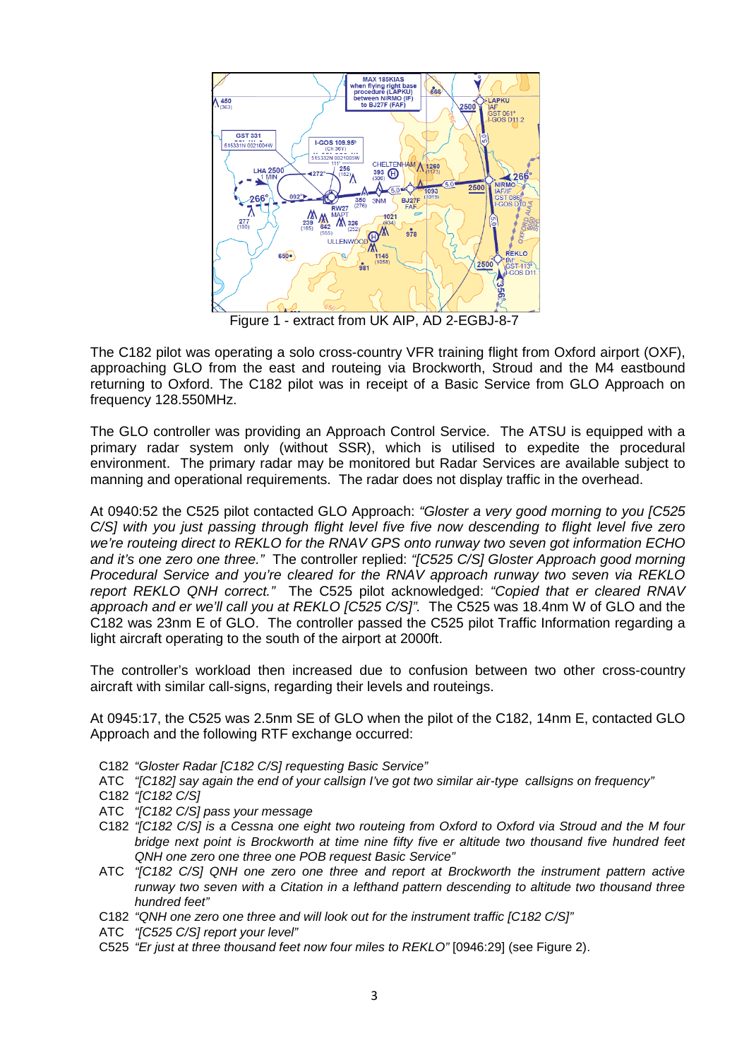Figure 1 - extract from UK AIP, AD 2-EGBJ-8-7

The C182 pilot was operating a solo cross-country VFR training flight from Oxford airport (OXF), approaching GLO from the east and routeing via Brockworth, Stroud and the M4 eastbound returning to Oxford. The C182 pilot was in receipt of a Basic Service from GLO Approach on frequency 128.550MHz.

The GLO controller was providing an Approach Control Service. The ATSU is equipped with a primary radar system only (without SSR), which is utilised to expedite the procedural environment. The primary radar may be monitored but Radar Services are available subject to manning and operational requirements. The radar does not display traffic in the overhead.

At 0940:52 the C525 pilot contacted GLO Approach: *"Gloster a very good morning to you [C525 C/S] with you just passing through flight level five five now descending to flight level five zero we're routeing direct to REKLO for the RNAV GPS onto runway two seven got information ECHO and it's one zero one three."* The controller replied: *"[C525 C/S] Gloster Approach good morning Procedural Service and you're cleared for the RNAV approach runway two seven via REKLO report REKLO QNH correct."* The C525 pilot acknowledged: *"Copied that er cleared RNAV approach and er we'll call you at REKLO [C525 C/S]".* The C525 was 18.4nm W of GLO and the C182 was 23nm E of GLO. The controller passed the C525 pilot Traffic Information regarding a light aircraft operating to the south of the airport at 2000ft.

The controller's workload then increased due to confusion between two other cross-country aircraft with similar call-signs, regarding their levels and routeings.

At 0945:17, the C525 was 2.5nm SE of GLO when the pilot of the C182, 14nm E, contacted GLO Approach and the following RTF exchange occurred:

C182 *"Gloster Radar [C182 C/S] requesting Basic Service"*
ATC *"[C182] say again the end of your callsign I've got two similar air-type callsigns on frequency"*
C182 *"[C182 C/S]*
ATC *"[C182 C/S] pass your message*
C182 *"[C182 C/S] is a Cessna one eight two routeing from Oxford to Oxford via Stroud and the M four bridge next point is Brockworth at time nine fifty five er altitude two thousand five hundred feet QNH one zero one three POB request Basic Service"*
ATC *"[C182 C/S] QNH one zero one three and report at Brockworth the instrument pattern active runway two seven with a Citation in a lefthand pattern descending to altitude two thousand three hundred feet"*
C182 *"QNH one zero one three and will look out for the instrument traffic [C182 C/S]"*
ATC *"[C525 C/S] report your level"*
C525 *"Er just at three thousand feet now four miles to REKLO"* [0946:29] (see Figure 2).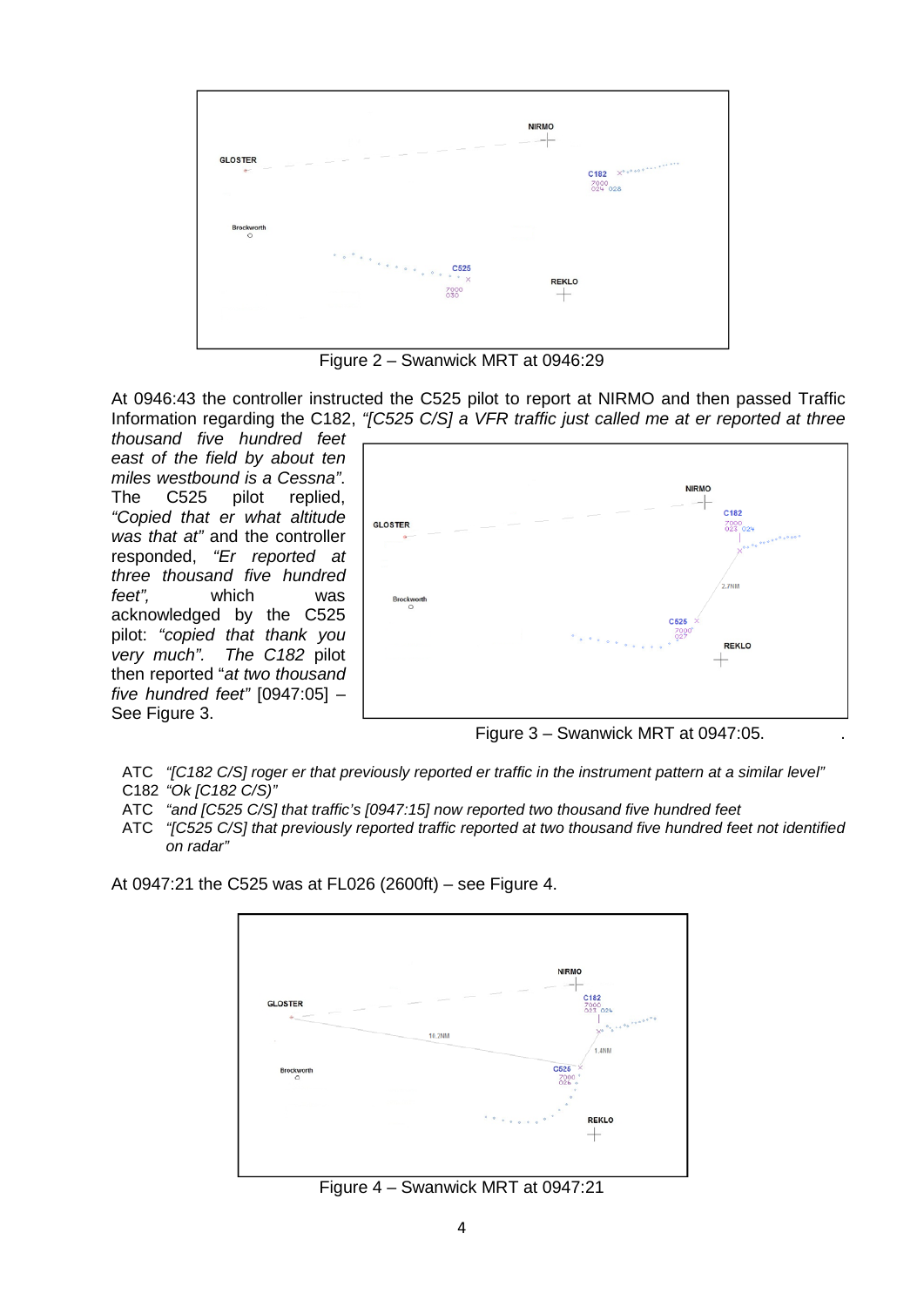Figure 2 – Swanwick MRT at 0946:29

At 0946:43 the controller instructed the C525 pilot to report at NIRMO and then passed Traffic Information regarding the C182, *"[C525 C/S] a VFR traffic just called me at er reported at three thousand five hundred feet east of the field by about ten miles westbound is a Cessna"*. The C525 pilot replied, *"Copied that er what altitude was that at"* and the controller responded, *"Er reported at three thousand five hundred feet",* which was acknowledged by the C525 pilot: *"copied that thank you very much". The C182* pilot then reported "*at two thousand five hundred feet"* [0947:05] – See Figure 3.

Figure 3 – Swanwick MRT at 0947:05.

ATC *"[C182 C/S] roger er that previously reported er traffic in the instrument pattern at a similar level"*
C182 *"Ok [C182 C/S)"*
ATC *"and [C525 C/S] that traffic's [0947:15] now reported two thousand five hundred feet*
ATC *"[C525 C/S] that previously reported traffic reported at two thousand five hundred feet not identified on radar"*

At 0947:21 the C525 was at FL026 (2600ft) – see Figure 4.

Figure 4 – Swanwick MRT at 0947:21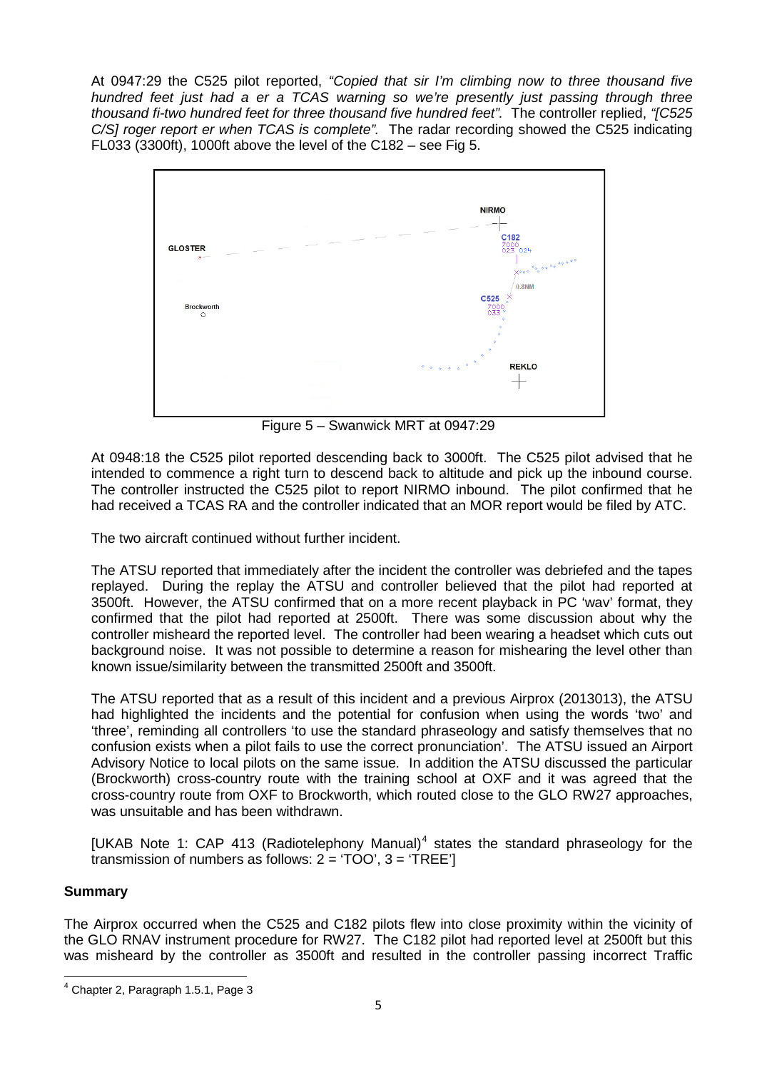At 0947:29 the C525 pilot reported, *"Copied that sir I'm climbing now to three thousand five hundred feet just had a er a TCAS warning so we're presently just passing through three thousand fi-two hundred feet for three thousand five hundred feet".* The controller replied, *"[C525 C/S] roger report er when TCAS is complete".* The radar recording showed the C525 indicating FL033 (3300ft), 1000ft above the level of the C182 – see Fig 5.

Figure 5 – Swanwick MRT at 0947:29

At 0948:18 the C525 pilot reported descending back to 3000ft. The C525 pilot advised that he intended to commence a right turn to descend back to altitude and pick up the inbound course. The controller instructed the C525 pilot to report NIRMO inbound. The pilot confirmed that he had received a TCAS RA and the controller indicated that an MOR report would be filed by ATC.

The two aircraft continued without further incident.

The ATSU reported that immediately after the incident the controller was debriefed and the tapes replayed. During the replay the ATSU and controller believed that the pilot had reported at 3500ft. However, the ATSU confirmed that on a more recent playback in PC 'wav' format, they confirmed that the pilot had reported at 2500ft. There was some discussion about why the controller misheard the reported level. The controller had been wearing a headset which cuts out background noise. It was not possible to determine a reason for mishearing the level other than known issue/similarity between the transmitted 2500ft and 3500ft.

The ATSU reported that as a result of this incident and a previous Airprox (2013013), the ATSU had highlighted the incidents and the potential for confusion when using the words 'two' and 'three', reminding all controllers 'to use the standard phraseology and satisfy themselves that no confusion exists when a pilot fails to use the correct pronunciation'. The ATSU issued an Airport Advisory Notice to local pilots on the same issue. In addition the ATSU discussed the particular (Brockworth) cross-country route with the training school at OXF and it was agreed that the cross-country route from OXF to Brockworth, which routed close to the GLO RW27 approaches, was unsuitable and has been withdrawn.

[UKAB Note 1: CAP 413 (Radiotelephony Manual)[4] states the standard phraseology for the transmission of numbers as follows: 2 = 'TOO', 3 = 'TREE']

## Summary

The Airprox occurred when the C525 and C182 pilots flew into close proximity within the vicinity of the GLO RNAV instrument procedure for RW27. The C182 pilot had reported level at 2500ft but this was misheard by the controller as 3500ft and resulted in the controller passing incorrect Traffic

[4] Chapter 2, Paragraph 1.5.1, Page 3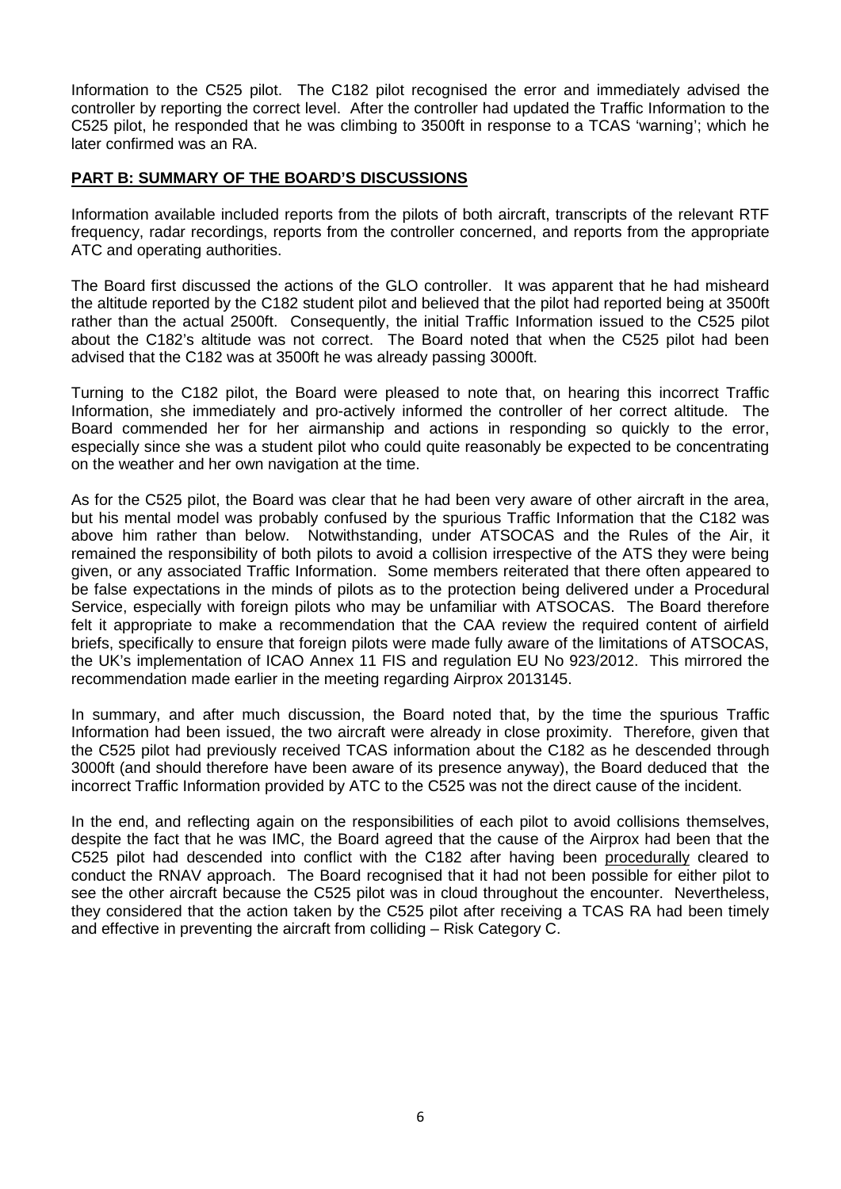Information to the C525 pilot. The C182 pilot recognised the error and immediately advised the controller by reporting the correct level. After the controller had updated the Traffic Information to the C525 pilot, he responded that he was climbing to 3500ft in response to a TCAS 'warning'; which he later confirmed was an RA.

## PART B: SUMMARY OF THE BOARD'S DISCUSSIONS

Information available included reports from the pilots of both aircraft, transcripts of the relevant RTF frequency, radar recordings, reports from the controller concerned, and reports from the appropriate ATC and operating authorities.

The Board first discussed the actions of the GLO controller. It was apparent that he had misheard the altitude reported by the C182 student pilot and believed that the pilot had reported being at 3500ft rather than the actual 2500ft. Consequently, the initial Traffic Information issued to the C525 pilot about the C182's altitude was not correct. The Board noted that when the C525 pilot had been advised that the C182 was at 3500ft he was already passing 3000ft.

Turning to the C182 pilot, the Board were pleased to note that, on hearing this incorrect Traffic Information, she immediately and pro-actively informed the controller of her correct altitude. The Board commended her for her airmanship and actions in responding so quickly to the error, especially since she was a student pilot who could quite reasonably be expected to be concentrating on the weather and her own navigation at the time.

As for the C525 pilot, the Board was clear that he had been very aware of other aircraft in the area, but his mental model was probably confused by the spurious Traffic Information that the C182 was above him rather than below. Notwithstanding, under ATSOCAS and the Rules of the Air, it remained the responsibility of both pilots to avoid a collision irrespective of the ATS they were being given, or any associated Traffic Information. Some members reiterated that there often appeared to be false expectations in the minds of pilots as to the protection being delivered under a Procedural Service, especially with foreign pilots who may be unfamiliar with ATSOCAS. The Board therefore felt it appropriate to make a recommendation that the CAA review the required content of airfield briefs, specifically to ensure that foreign pilots were made fully aware of the limitations of ATSOCAS, the UK's implementation of ICAO Annex 11 FIS and regulation EU No 923/2012. This mirrored the recommendation made earlier in the meeting regarding Airprox 2013145.

In summary, and after much discussion, the Board noted that, by the time the spurious Traffic Information had been issued, the two aircraft were already in close proximity. Therefore, given that the C525 pilot had previously received TCAS information about the C182 as he descended through 3000ft (and should therefore have been aware of its presence anyway), the Board deduced that the incorrect Traffic Information provided by ATC to the C525 was not the direct cause of the incident.

In the end, and reflecting again on the responsibilities of each pilot to avoid collisions themselves, despite the fact that he was IMC, the Board agreed that the cause of the Airprox had been that the C525 pilot had descended into conflict with the C182 after having been <u>procedurally</u> cleared to conduct the RNAV approach. The Board recognised that it had not been possible for either pilot to see the other aircraft because the C525 pilot was in cloud throughout the encounter. Nevertheless, they considered that the action taken by the C525 pilot after receiving a TCAS RA had been timely and effective in preventing the aircraft from colliding – Risk Category C.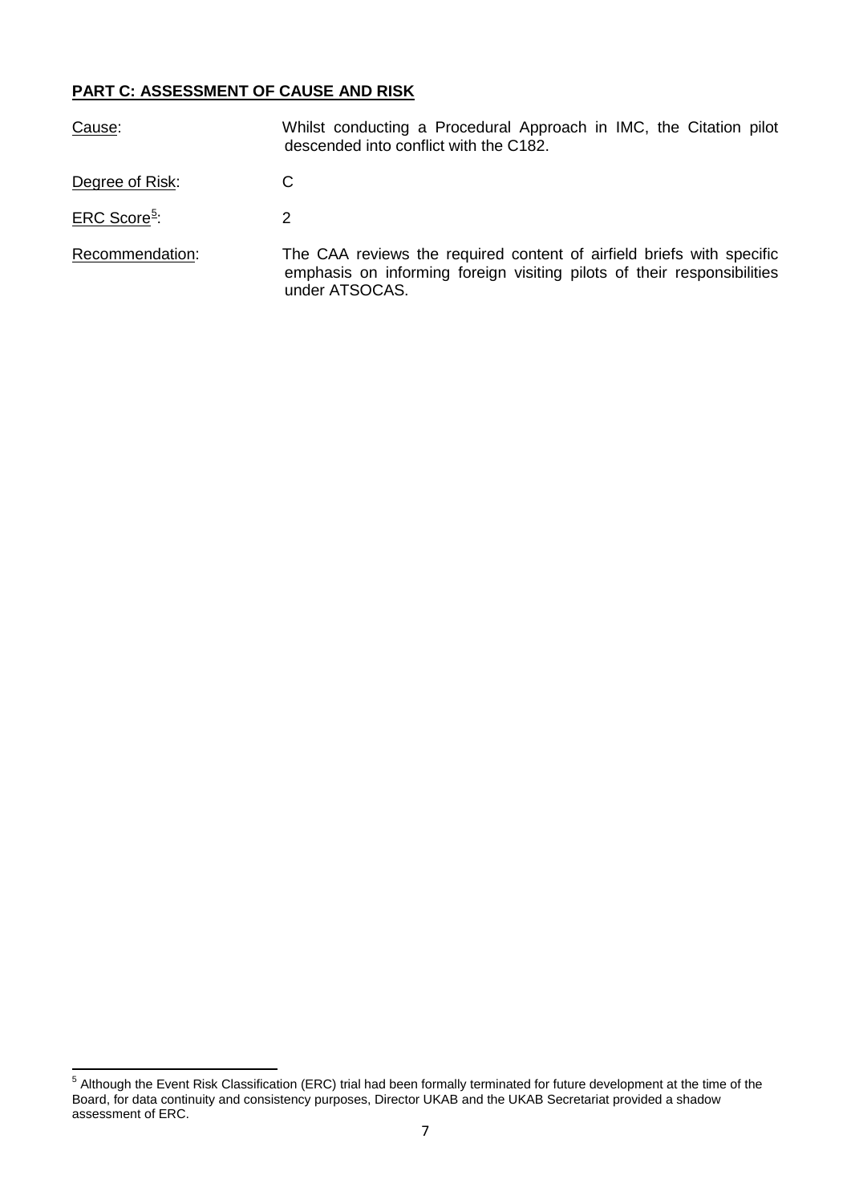**PART C: ASSESSMENT OF CAUSE AND RISK**

Cause: Whilst conducting a Procedural Approach in IMC, the Citation pilot descended into conflict with the C182.

Degree of Risk: C

ERC Score[5]: 2

Recommendation: The CAA reviews the required content of airfield briefs with specific emphasis on informing foreign visiting pilots of their responsibilities under ATSOCAS.

[5] Although the Event Risk Classification (ERC) trial had been formally terminated for future development at the time of the Board, for data continuity and consistency purposes, Director UKAB and the UKAB Secretariat provided a shadow assessment of ERC.